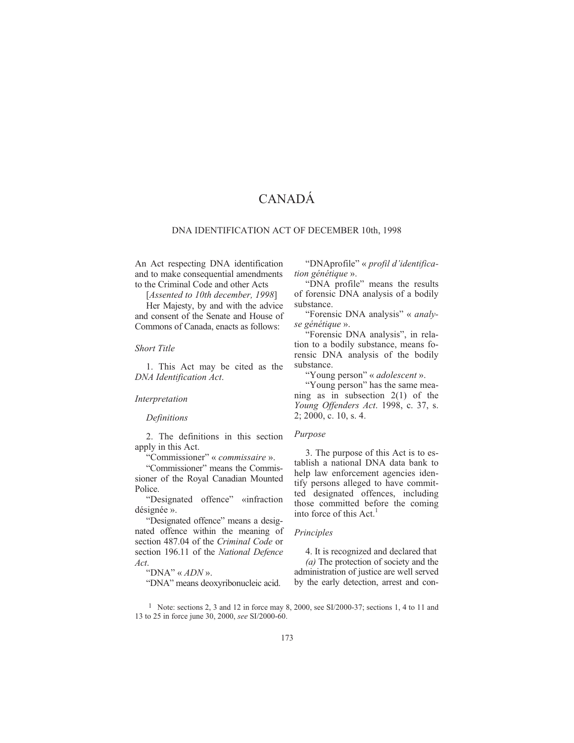# CANADÁ

## DNA IDENTIFICATION ACT OF DECEMBER 10th, 1998

An Act respecting DNA identification and to make consequential amendments to the Criminal Code and other Acts

[*Assented to 10th december, 1998*]

Her Majesty, by and with the advice and consent of the Senate and House of Commons of Canada, enacts as follows:

*Short Title*

1. This Act may be cited as the *DNA Identification Act*.

*Interpretation*

*Definitions*

2. The definitions in this section apply in this Act.

"Commissioner" « *commissaire* ».

"Commissioner" means the Commissioner of the Royal Canadian Mounted Police.

"Designated offence" «infraction désignée ».

"Designated offence" means a designated offence within the meaning of section 487.04 of the *Criminal Code* or section 196.11 of the *National Defence Act*.

"DNA" « *ADN* ».

"DNA" means deoxyribonucleic acid.

"DNAprofile" « *profil d'identification génétique* ».

"DNA profile" means the results of forensic DNA analysis of a bodily substance.

"Forensic DNA analysis" « *analyse génétique* ».

"Forensic DNA analysis", in relation to a bodily substance, means forensic DNA analysis of the bodily substance.

"Young person" « *adolescent* ».

"Young person" has the same meaning as in subsection 2(1) of the *Young Offenders Act*. 1998, c. 37, s. 2; 2000, c. 10, s. 4.

*Purpose*

3. The purpose of this Act is to establish a national DNA data bank to help law enforcement agencies identify persons alleged to have committed designated offences, including those committed before the coming into force of this Act.[1]

*Principles*

4. It is recognized and declared that

*(a)* The protection of society and the administration of justice are well served by the early detection, arrest and con-

[1] Note: sections 2, 3 and 12 in force may 8, 2000, see SI/2000-37; sections 1, 4 to 11 and 13 to 25 in force june 30, 2000, *see* SI/2000-60.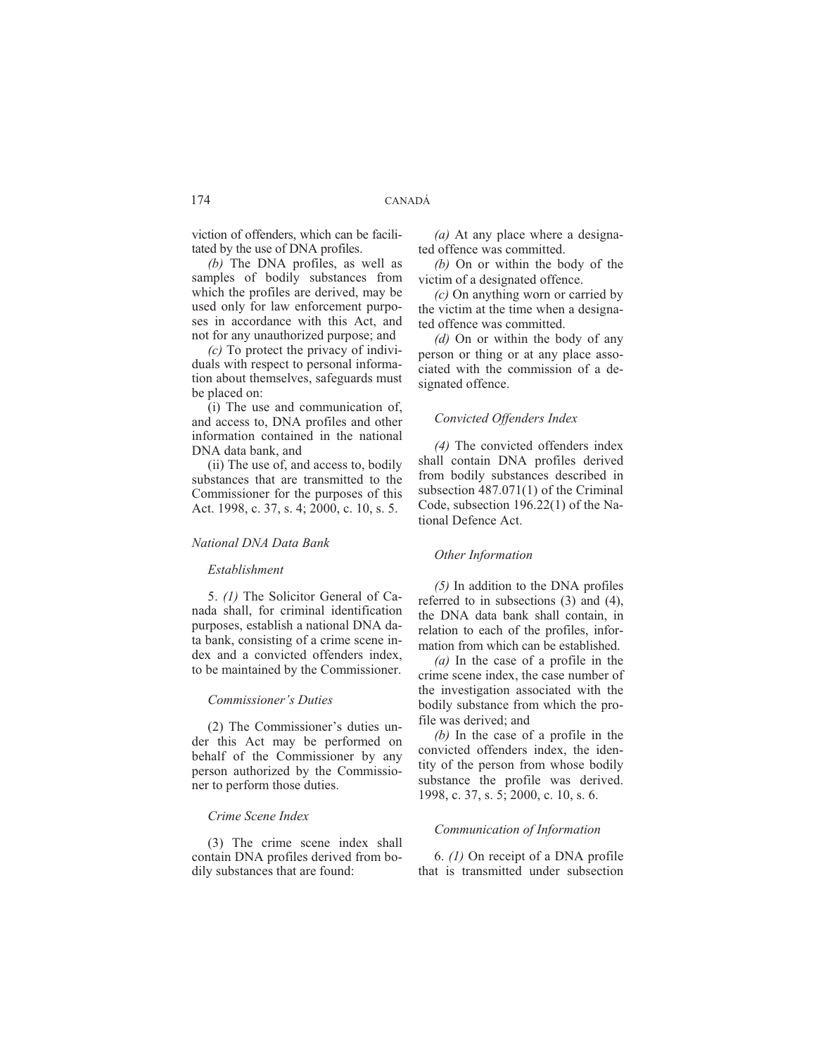viction of offenders, which can be facilitated by the use of DNA profiles.

*(b)* The DNA profiles, as well as samples of bodily substances from which the profiles are derived, may be used only for law enforcement purposes in accordance with this Act, and not for any unauthorized purpose; and

*(c)* To protect the privacy of individuals with respect to personal information about themselves, safeguards must be placed on:

(i) The use and communication of, and access to, DNA profiles and other information contained in the national DNA data bank, and

(ii) The use of, and access to, bodily substances that are transmitted to the Commissioner for the purposes of this Act. 1998, c. 37, s. 4; 2000, c. 10, s. 5.

*National DNA Data Bank*

*Establishment*

5. *(1)* The Solicitor General of Canada shall, for criminal identification purposes, establish a national DNA data bank, consisting of a crime scene index and a convicted offenders index, to be maintained by the Commissioner.

*Commissioner's Duties*

(2) The Commissioner's duties under this Act may be performed on behalf of the Commissioner by any person authorized by the Commissioner to perform those duties.

*Crime Scene Index*

(3) The crime scene index shall contain DNA profiles derived from bodily substances that are found:

*(a)* At any place where a designated offence was committed.

*(b)* On or within the body of the victim of a designated offence.

*(c)* On anything worn or carried by the victim at the time when a designated offence was committed.

*(d)* On or within the body of any person or thing or at any place associated with the commission of a designated offence.

*Convicted Offenders Index*

*(4)* The convicted offenders index shall contain DNA profiles derived from bodily substances described in subsection 487.071(1) of the Criminal Code, subsection 196.22(1) of the National Defence Act.

*Other Information*

*(5)* In addition to the DNA profiles referred to in subsections (3) and (4), the DNA data bank shall contain, in relation to each of the profiles, information from which can be established.

*(a)* In the case of a profile in the crime scene index, the case number of the investigation associated with the bodily substance from which the profile was derived; and

*(b)* In the case of a profile in the convicted offenders index, the identity of the person from whose bodily substance the profile was derived. 1998, c. 37, s. 5; 2000, c. 10, s. 6.

*Communication of Information*

6. *(1)* On receipt of a DNA profile that is transmitted under subsection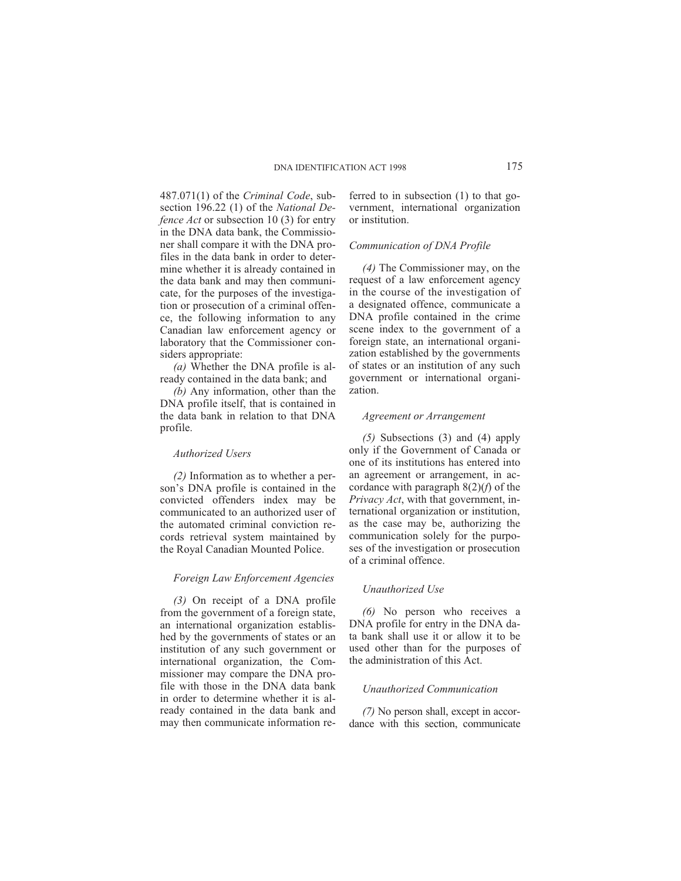487.071(1) of the *Criminal Code*, subsection 196.22 (1) of the *National Defence Act* or subsection 10 (3) for entry in the DNA data bank, the Commissioner shall compare it with the DNA profiles in the data bank in order to determine whether it is already contained in the data bank and may then communicate, for the purposes of the investigation or prosecution of a criminal offence, the following information to any Canadian law enforcement agency or laboratory that the Commissioner considers appropriate:

*(a)* Whether the DNA profile is already contained in the data bank; and

*(b)* Any information, other than the DNA profile itself, that is contained in the data bank in relation to that DNA profile.

*Authorized Users*

*(2)* Information as to whether a person's DNA profile is contained in the convicted offenders index may be communicated to an authorized user of the automated criminal conviction records retrieval system maintained by the Royal Canadian Mounted Police.

*Foreign Law Enforcement Agencies*

*(3)* On receipt of a DNA profile from the government of a foreign state, an international organization established by the governments of states or an institution of any such government or international organization, the Commissioner may compare the DNA profile with those in the DNA data bank in order to determine whether it is already contained in the data bank and may then communicate information referred to in subsection (1) to that government, international organization or institution.

*Communication of DNA Profile*

*(4)* The Commissioner may, on the request of a law enforcement agency in the course of the investigation of a designated offence, communicate a DNA profile contained in the crime scene index to the government of a foreign state, an international organization established by the governments of states or an institution of any such government or international organization.

*Agreement or Arrangement*

*(5)* Subsections (3) and (4) apply only if the Government of Canada or one of its institutions has entered into an agreement or arrangement, in accordance with paragraph 8(2)(*f*) of the *Privacy Act*, with that government, international organization or institution, as the case may be, authorizing the communication solely for the purposes of the investigation or prosecution of a criminal offence.

*Unauthorized Use*

*(6)* No person who receives a DNA profile for entry in the DNA data bank shall use it or allow it to be used other than for the purposes of the administration of this Act.

*Unauthorized Communication*

*(7)* No person shall, except in accordance with this section, communicate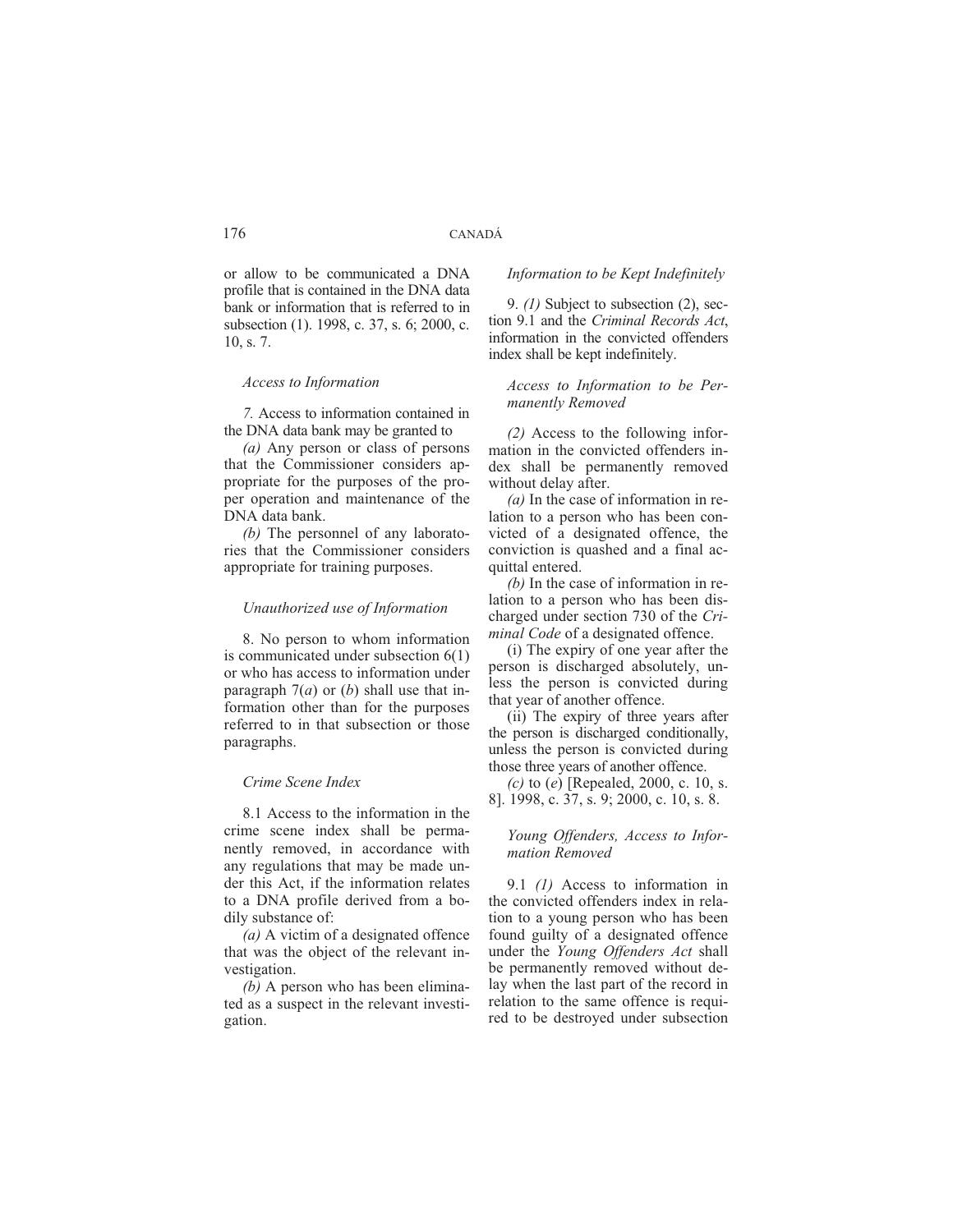or allow to be communicated a DNA profile that is contained in the DNA data bank or information that is referred to in subsection (1). 1998, c. 37, s. 6; 2000, c. 10, s. 7.

*Access to Information*

*7.* Access to information contained in the DNA data bank may be granted to

*(a)* Any person or class of persons that the Commissioner considers appropriate for the purposes of the proper operation and maintenance of the DNA data bank.

*(b)* The personnel of any laboratories that the Commissioner considers appropriate for training purposes.

*Unauthorized use of Information*

8. No person to whom information is communicated under subsection 6(1) or who has access to information under paragraph 7(*a*) or (*b*) shall use that information other than for the purposes referred to in that subsection or those paragraphs.

*Crime Scene Index*

8.1 Access to the information in the crime scene index shall be permanently removed, in accordance with any regulations that may be made under this Act, if the information relates to a DNA profile derived from a bodily substance of:

*(a)* A victim of a designated offence that was the object of the relevant investigation.

*(b)* A person who has been eliminated as a suspect in the relevant investigation.

*Information to be Kept Indefinitely*

9. *(1)* Subject to subsection (2), section 9.1 and the *Criminal Records Act*, information in the convicted offenders index shall be kept indefinitely.

*Access to Information to be Permanently Removed*

*(2)* Access to the following information in the convicted offenders index shall be permanently removed without delay after.

*(a)* In the case of information in relation to a person who has been convicted of a designated offence, the conviction is quashed and a final acquittal entered.

*(b)* In the case of information in relation to a person who has been discharged under section 730 of the *Criminal Code* of a designated offence.

(i) The expiry of one year after the person is discharged absolutely, unless the person is convicted during that year of another offence.

(ii) The expiry of three years after the person is discharged conditionally, unless the person is convicted during those three years of another offence.

*(c)* to (*e*) [Repealed, 2000, c. 10, s. 8]. 1998, c. 37, s. 9; 2000, c. 10, s. 8.

*Young Offenders, Access to Information Removed*

9.1 *(1)* Access to information in the convicted offenders index in relation to a young person who has been found guilty of a designated offence under the *Young Offenders Act* shall be permanently removed without delay when the last part of the record in relation to the same offence is required to be destroyed under subsection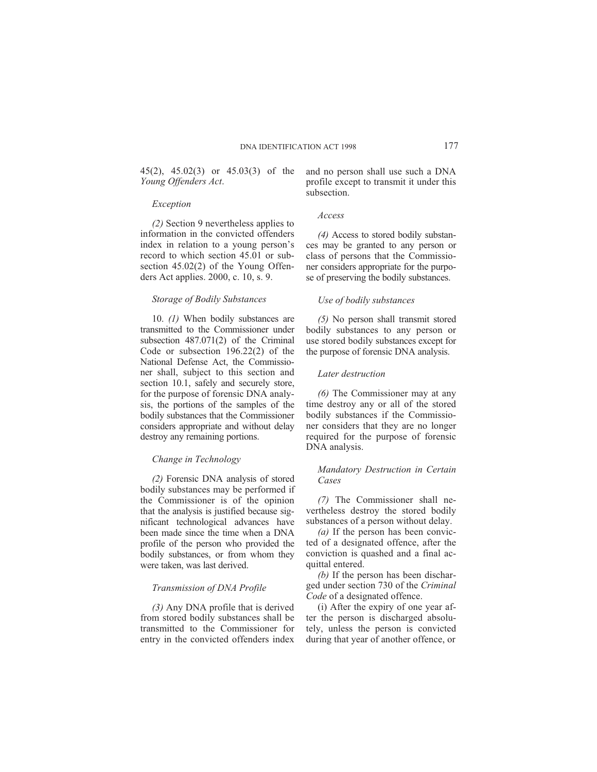45(2), 45.02(3) or 45.03(3) of the *Young Offenders Act*.

*Exception*

*(2)* Section 9 nevertheless applies to information in the convicted offenders index in relation to a young person's record to which section 45.01 or subsection 45.02(2) of the Young Offenders Act applies. 2000, c. 10, s. 9.

*Storage of Bodily Substances*

10. *(1)* When bodily substances are transmitted to the Commissioner under subsection 487.071(2) of the Criminal Code or subsection 196.22(2) of the National Defense Act, the Commissioner shall, subject to this section and section 10.1, safely and securely store, for the purpose of forensic DNA analysis, the portions of the samples of the bodily substances that the Commissioner considers appropriate and without delay destroy any remaining portions.

*Change in Technology*

*(2)* Forensic DNA analysis of stored bodily substances may be performed if the Commissioner is of the opinion that the analysis is justified because significant technological advances have been made since the time when a DNA profile of the person who provided the bodily substances, or from whom they were taken, was last derived.

*Transmission of DNA Profile*

*(3)* Any DNA profile that is derived from stored bodily substances shall be transmitted to the Commissioner for entry in the convicted offenders index and no person shall use such a DNA profile except to transmit it under this subsection.

*Access*

*(4)* Access to stored bodily substances may be granted to any person or class of persons that the Commissioner considers appropriate for the purpose of preserving the bodily substances.

*Use of bodily substances*

*(5)* No person shall transmit stored bodily substances to any person or use stored bodily substances except for the purpose of forensic DNA analysis.

*Later destruction*

*(6)* The Commissioner may at any time destroy any or all of the stored bodily substances if the Commissioner considers that they are no longer required for the purpose of forensic DNA analysis.

*Mandatory Destruction in Certain Cases*

*(7)* The Commissioner shall nevertheless destroy the stored bodily substances of a person without delay.

*(a)* If the person has been convicted of a designated offence, after the conviction is quashed and a final acquittal entered.

*(b)* If the person has been discharged under section 730 of the *Criminal Code* of a designated offence.

(i) After the expiry of one year after the person is discharged absolutely, unless the person is convicted during that year of another offence, or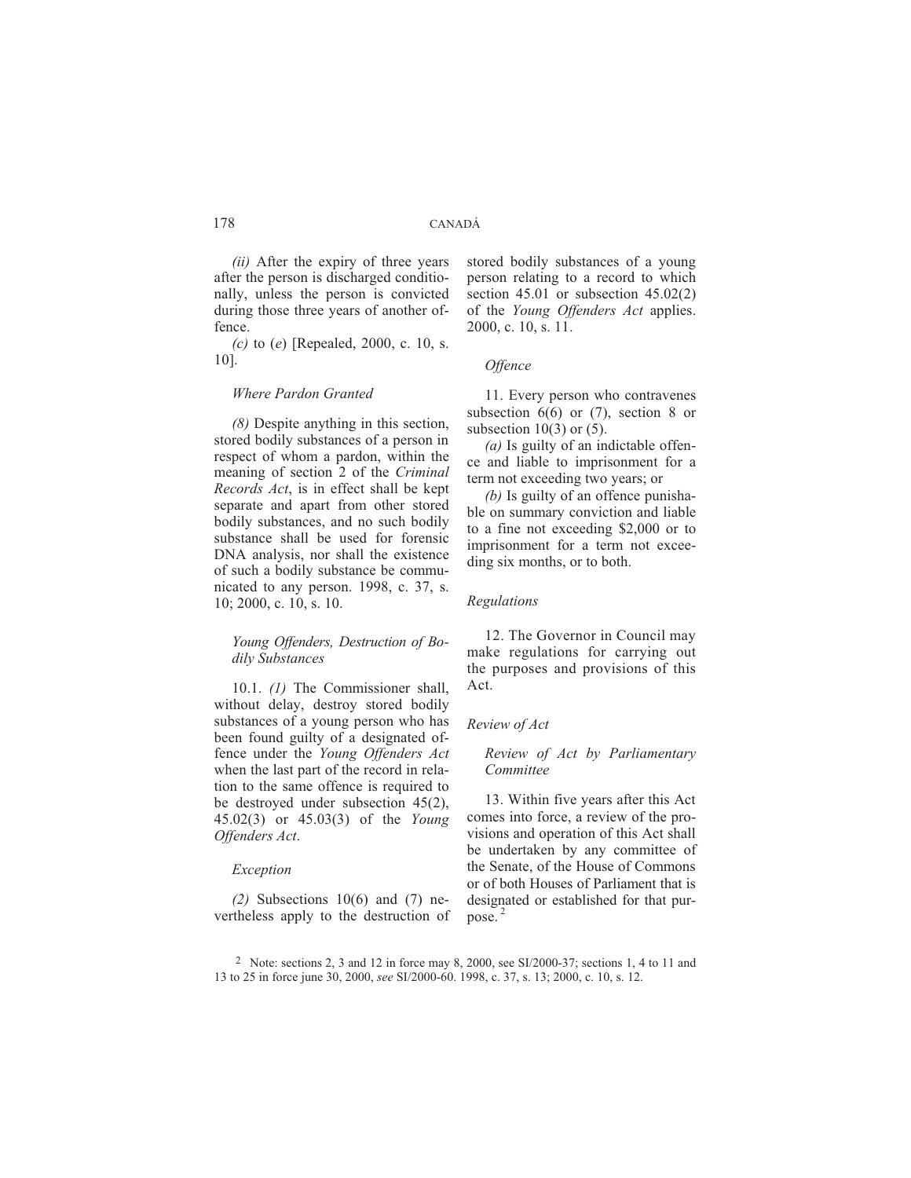*(ii)* After the expiry of three years after the person is discharged conditionally, unless the person is convicted during those three years of another offence.

*(c)* to (*e*) [Repealed, 2000, c. 10, s. 10].

*Where Pardon Granted*

*(8)* Despite anything in this section, stored bodily substances of a person in respect of whom a pardon, within the meaning of section 2 of the *Criminal Records Act*, is in effect shall be kept separate and apart from other stored bodily substances, and no such bodily substance shall be used for forensic DNA analysis, nor shall the existence of such a bodily substance be communicated to any person. 1998, c. 37, s. 10; 2000, c. 10, s. 10.

*Young Offenders, Destruction of Bodily Substances*

10.1. *(1)* The Commissioner shall, without delay, destroy stored bodily substances of a young person who has been found guilty of a designated offence under the *Young Offenders Act* when the last part of the record in relation to the same offence is required to be destroyed under subsection 45(2), 45.02(3) or 45.03(3) of the *Young Offenders Act*.

*Exception*

*(2)* Subsections 10(6) and (7) nevertheless apply to the destruction of stored bodily substances of a young person relating to a record to which section 45.01 or subsection 45.02(2) of the *Young Offenders Act* applies. 2000, c. 10, s. 11.

*Offence*

11. Every person who contravenes subsection 6(6) or (7), section 8 or subsection 10(3) or (5).

*(a)* Is guilty of an indictable offence and liable to imprisonment for a term not exceeding two years; or

*(b)* Is guilty of an offence punishable on summary conviction and liable to a fine not exceeding $2,000 or to imprisonment for a term not exceeding six months, or to both.

*Regulations*

12. The Governor in Council may make regulations for carrying out the purposes and provisions of this Act.

*Review of Act*

*Review of Act by Parliamentary Committee*

13. Within five years after this Act comes into force, a review of the provisions and operation of this Act shall be undertaken by any committee of the Senate, of the House of Commons or of both Houses of Parliament that is designated or established for that purpose. [2]

[2] Note: sections 2, 3 and 12 in force may 8, 2000, see SI/2000-37; sections 1, 4 to 11 and 13 to 25 in force june 30, 2000, *see* SI/2000-60. 1998, c. 37, s. 13; 2000, c. 10, s. 12.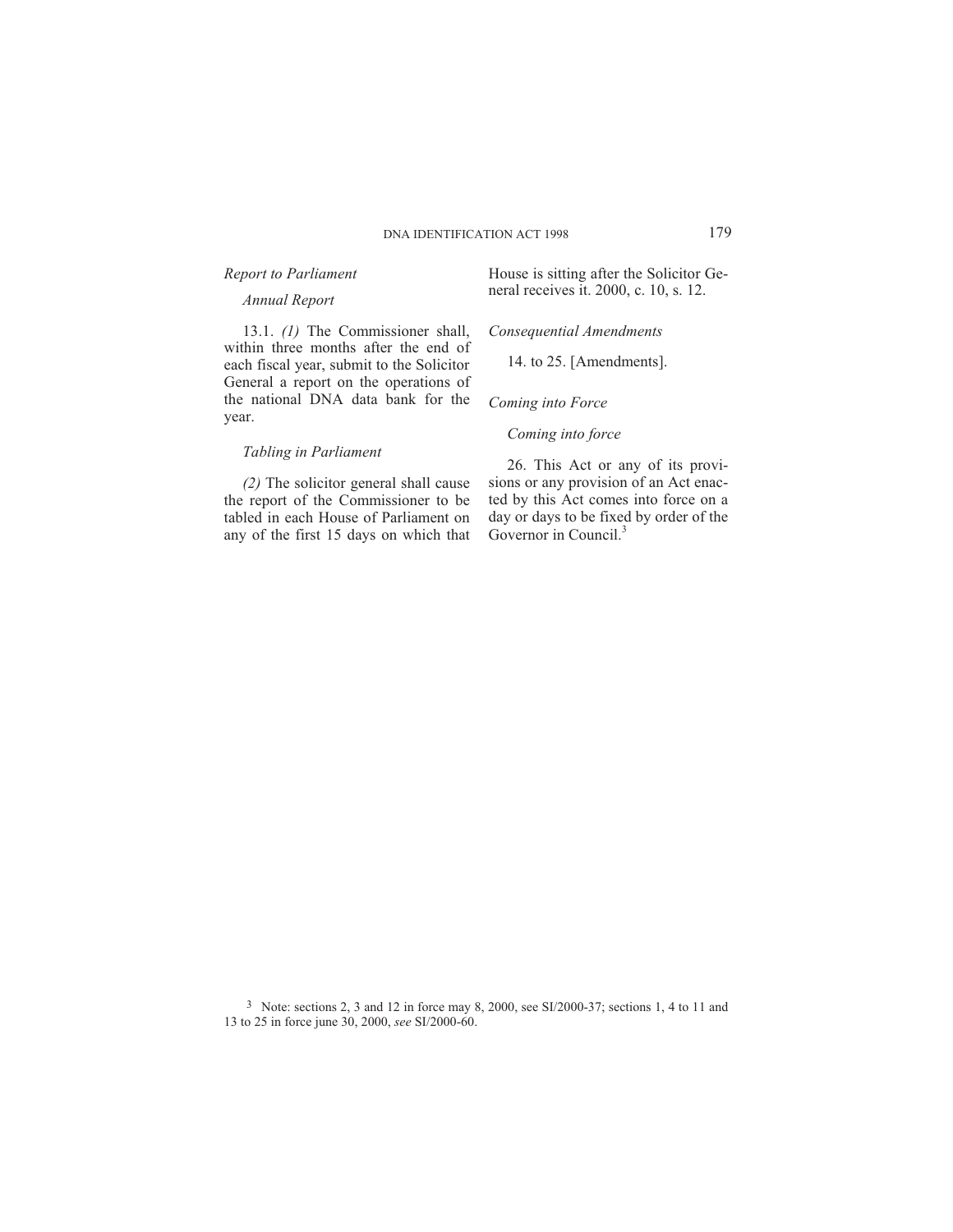*Report to Parliament*

*Annual Report*

13.1. *(1)* The Commissioner shall, within three months after the end of each fiscal year, submit to the Solicitor General a report on the operations of the national DNA data bank for the year.

*Tabling in Parliament*

*(2)* The solicitor general shall cause the report of the Commissioner to be tabled in each House of Parliament on any of the first 15 days on which that House is sitting after the Solicitor General receives it. 2000, c. 10, s. 12.

*Consequential Amendments*

14. to 25. [Amendments].

*Coming into Force*

*Coming into force*

26. This Act or any of its provisions or any provision of an Act enacted by this Act comes into force on a day or days to be fixed by order of the Governor in Council.[3]

[3] Note: sections 2, 3 and 12 in force may 8, 2000, see SI/2000-37; sections 1, 4 to 11 and 13 to 25 in force june 30, 2000, *see* SI/2000-60.